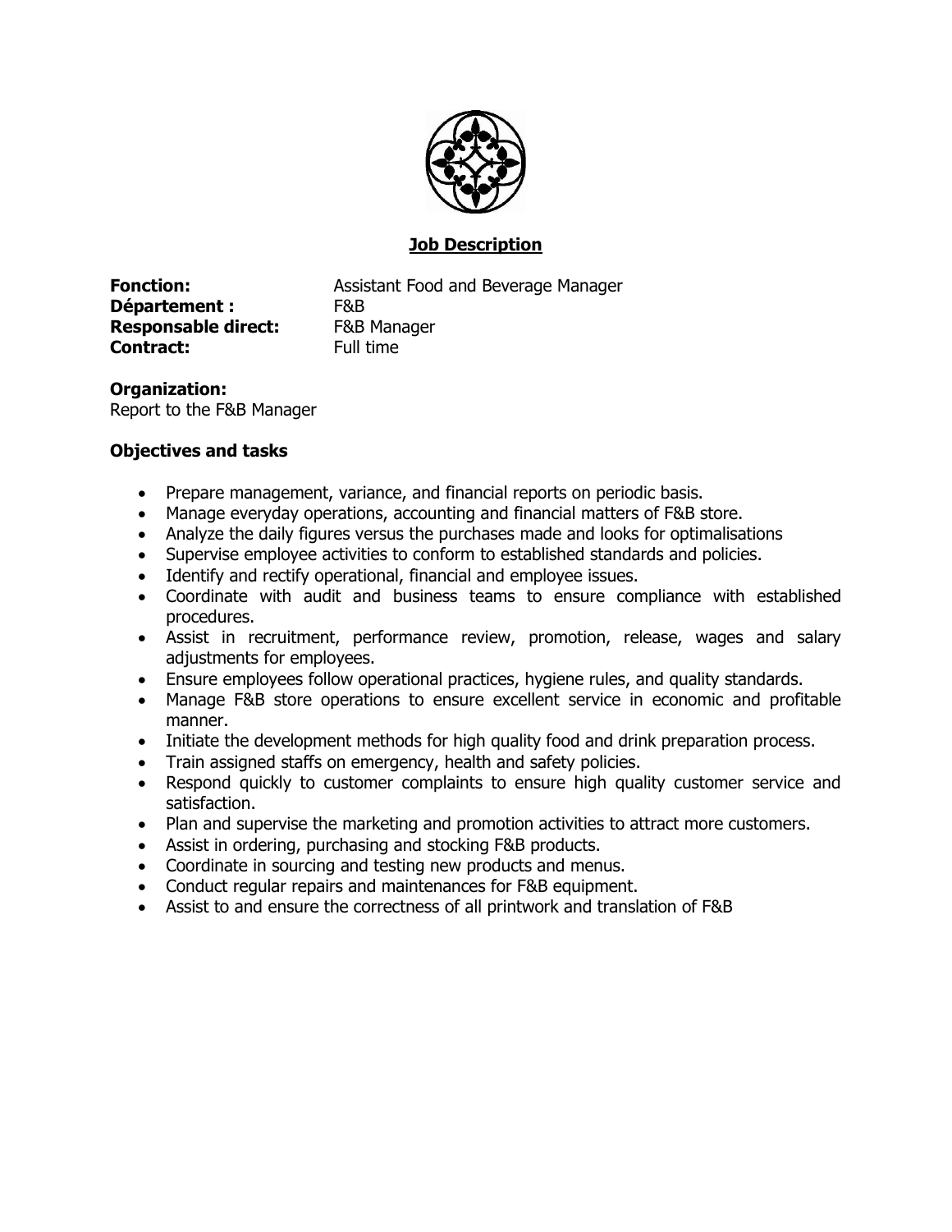## Job Description

**Fonction:** Assistant Food and Beverage Manager
**Département :** F&B
**Responsable direct:** F&B Manager
**Contract:** Full time

**Organization:**
Report to the F&B Manager

**Objectives and tasks**

- Prepare management, variance, and financial reports on periodic basis.
- Manage everyday operations, accounting and financial matters of F&B store.
- Analyze the daily figures versus the purchases made and looks for optimalisations
- Supervise employee activities to conform to established standards and policies.
- Identify and rectify operational, financial and employee issues.
- Coordinate with audit and business teams to ensure compliance with established procedures.
- Assist in recruitment, performance review, promotion, release, wages and salary adjustments for employees.
- Ensure employees follow operational practices, hygiene rules, and quality standards.
- Manage F&B store operations to ensure excellent service in economic and profitable manner.
- Initiate the development methods for high quality food and drink preparation process.
- Train assigned staffs on emergency, health and safety policies.
- Respond quickly to customer complaints to ensure high quality customer service and satisfaction.
- Plan and supervise the marketing and promotion activities to attract more customers.
- Assist in ordering, purchasing and stocking F&B products.
- Coordinate in sourcing and testing new products and menus.
- Conduct regular repairs and maintenances for F&B equipment.
- Assist to and ensure the correctness of all printwork and translation of F&B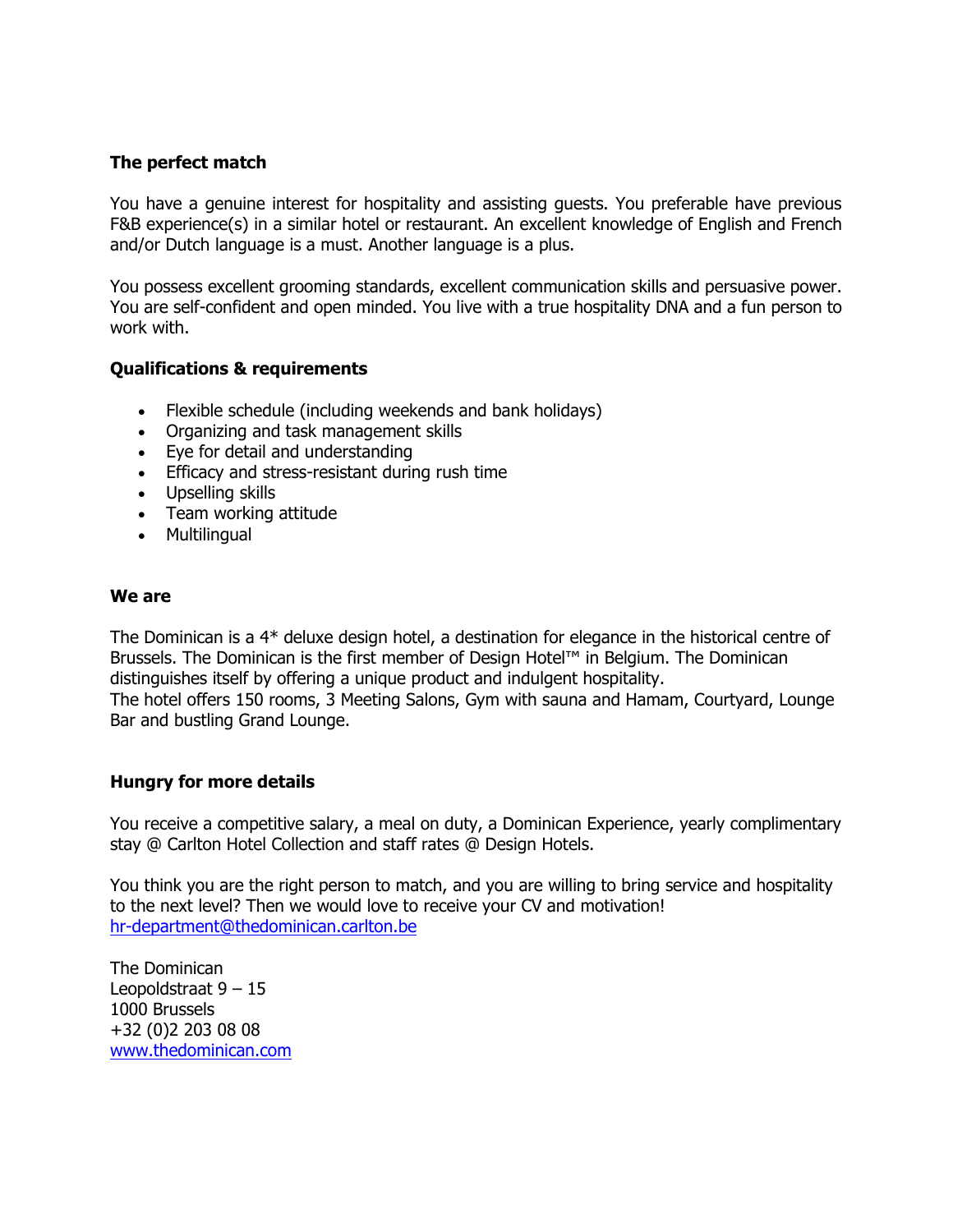### The perfect match

You have a genuine interest for hospitality and assisting guests. You preferable have previous F&B experience(s) in a similar hotel or restaurant. An excellent knowledge of English and French and/or Dutch language is a must. Another language is a plus.

You possess excellent grooming standards, excellent communication skills and persuasive power. You are self-confident and open minded. You live with a true hospitality DNA and a fun person to work with.

### Qualifications & requirements

- Flexible schedule (including weekends and bank holidays)
- Organizing and task management skills
- Eye for detail and understanding
- Efficacy and stress-resistant during rush time
- Upselling skills
- Team working attitude
- Multilingual

### We are

The Dominican is a 4* deluxe design hotel, a destination for elegance in the historical centre of Brussels. The Dominican is the first member of Design Hotel™ in Belgium. The Dominican distinguishes itself by offering a unique product and indulgent hospitality.
The hotel offers 150 rooms, 3 Meeting Salons, Gym with sauna and Hamam, Courtyard, Lounge Bar and bustling Grand Lounge.

### Hungry for more details

You receive a competitive salary, a meal on duty, a Dominican Experience, yearly complimentary stay @ Carlton Hotel Collection and staff rates @ Design Hotels.

You think you are the right person to match, and you are willing to bring service and hospitality to the next level? Then we would love to receive your CV and motivation!
[hr-department@thedominican.carlton.be](mailto:hr-department@thedominican.carlton.be)

The Dominican
Leopoldstraat 9 – 15
1000 Brussels
+32 (0)2 203 08 08
[www.thedominican.com](http://www.thedominican.com)